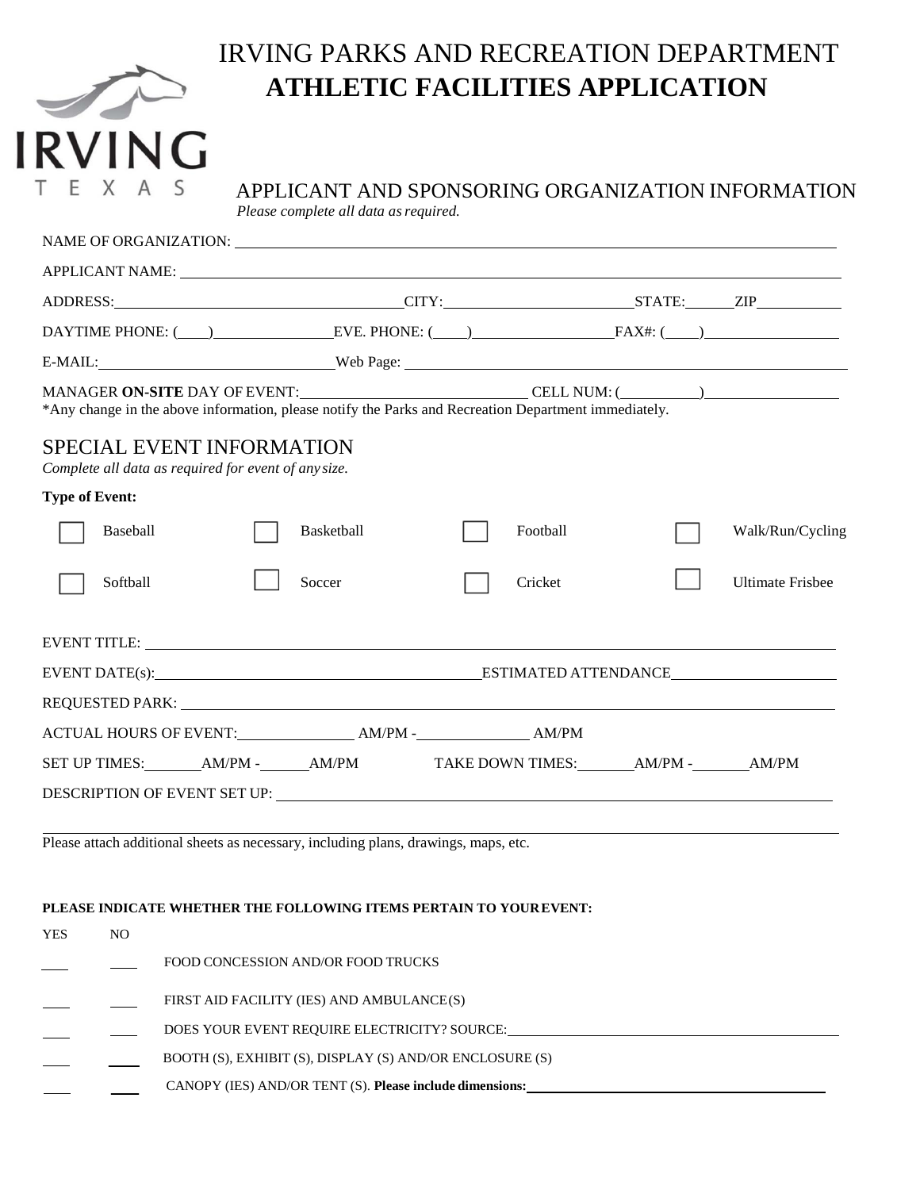# IRVING PARKS AND RECREATION DEPARTMENT
# ATHLETIC FACILITIES APPLICATION

IRVING
TEXAS

## APPLICANT AND SPONSORING ORGANIZATION INFORMATION

*Please complete all data as required.*

NAME OF ORGANIZATION: ______________________________

APPLICANT NAME: ______________________________

ADDRESS: ______________________ CITY: ______________ STATE: ______ ZIP ________

DAYTIME PHONE: (____) ____________ EVE. PHONE: (____) ______________ FAX#: (____) ______________

E-MAIL: ______________________ Web Page: ______________________________

MANAGER **ON-SITE** DAY OF EVENT: ______________________ CELL NUM: (__________) ______________

*Any change in the above information, please notify the Parks and Recreation Department immediately.

## SPECIAL EVENT INFORMATION

*Complete all data as required for event of any size.*

**Type of Event:**

- ☐ Baseball
- ☐ Basketball
- ☐ Football
- ☐ Walk/Run/Cycling
- ☐ Softball
- ☐ Soccer
- ☐ Cricket
- ☐ Ultimate Frisbee

EVENT TITLE: ______________________________

EVENT DATE(s): ______________________ ESTIMATED ATTENDANCE ______________

REQUESTED PARK: ______________________________

ACTUAL HOURS OF EVENT: ____________ AM/PM - ____________ AM/PM

SET UP TIMES: ______ AM/PM - ______ AM/PM TAKE DOWN TIMES: ______ AM/PM - ______ AM/PM

DESCRIPTION OF EVENT SET UP: ______________________________

______________________________

Please attach additional sheets as necessary, including plans, drawings, maps, etc.

**PLEASE INDICATE WHETHER THE FOLLOWING ITEMS PERTAIN TO YOUR EVENT:**

| YES | NO | |
|---|---|---|
| ____ | ____ | FOOD CONCESSION AND/OR FOOD TRUCKS |
| ____ | ____ | FIRST AID FACILITY (IES) AND AMBULANCE(S) |
| ____ | ____ | DOES YOUR EVENT REQUIRE ELECTRICITY? SOURCE: ______________________ |
| ____ | ____ | BOOTH (S), EXHIBIT (S), DISPLAY (S) AND/OR ENCLOSURE (S) |
| ____ | ____ | CANOPY (IES) AND/OR TENT (S). **Please include dimensions:** ______________________ |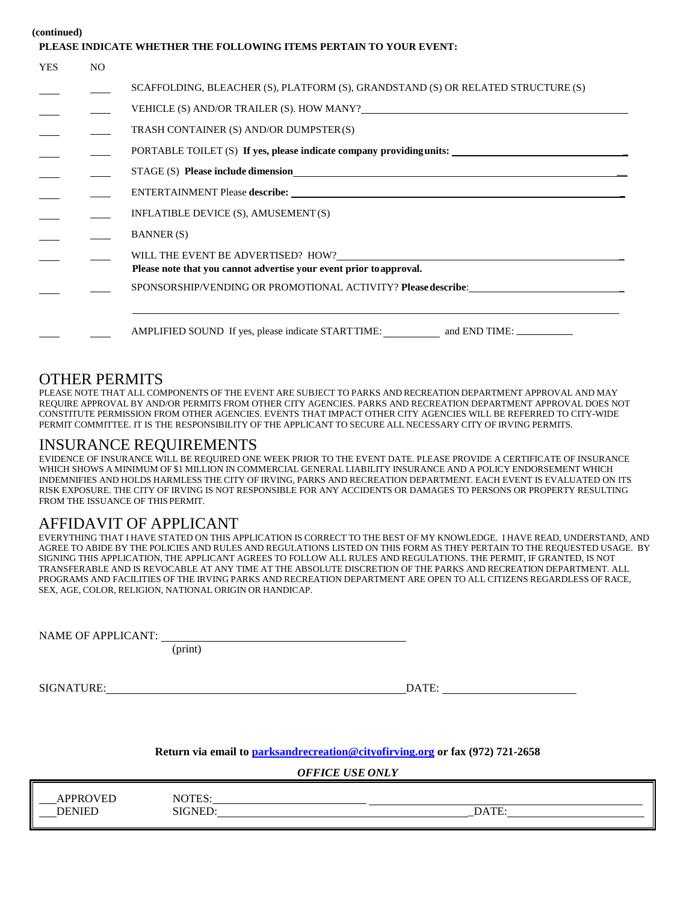**(continued)**

**PLEASE INDICATE WHETHER THE FOLLOWING ITEMS PERTAIN TO YOUR EVENT:**

| YES | NO | |
|---|---|---|
| ____ | ____ | SCAFFOLDING, BLEACHER (S), PLATFORM (S), GRANDSTAND (S) OR RELATED STRUCTURE (S) |
| ____ | ____ | VEHICLE (S) AND/OR TRAILER (S). HOW MANY?________________ |
| ____ | ____ | TRASH CONTAINER (S) AND/OR DUMPSTER (S) |
| ____ | ____ | PORTABLE TOILET (S) **If yes, please indicate company providing units:** ________________ |
| ____ | ____ | STAGE (S) **Please include dimension**________________ |
| ____ | ____ | ENTERTAINMENT Please **describe:** ________________ |
| ____ | ____ | INFLATIBLE DEVICE (S), AMUSEMENT (S) |
| ____ | ____ | BANNER (S) |
| ____ | ____ | WILL THE EVENT BE ADVERTISED? HOW?________________ **Please note that you cannot advertise your event prior to approval.** |
| ____ | ____ | SPONSORSHIP/VENDING OR PROMOTIONAL ACTIVITY? **Please describe**:________________ |
| ____ | ____ | AMPLIFIED SOUND If yes, please indicate START TIME: __________ and END TIME: __________ |

## OTHER PERMITS

PLEASE NOTE THAT ALL COMPONENTS OF THE EVENT ARE SUBJECT TO PARKS AND RECREATION DEPARTMENT APPROVAL AND MAY REQUIRE APPROVAL BY AND/OR PERMITS FROM OTHER CITY AGENCIES. PARKS AND RECREATION DEPARTMENT APPROVAL DOES NOT CONSTITUTE PERMISSION FROM OTHER AGENCIES. EVENTS THAT IMPACT OTHER CITY AGENCIES WILL BE REFERRED TO CITY-WIDE PERMIT COMMITTEE. IT IS THE RESPONSIBILITY OF THE APPLICANT TO SECURE ALL NECESSARY CITY OF IRVING PERMITS.

## INSURANCE REQUIREMENTS

EVIDENCE OF INSURANCE WILL BE REQUIRED ONE WEEK PRIOR TO THE EVENT DATE. PLEASE PROVIDE A CERTIFICATE OF INSURANCE WHICH SHOWS A MINIMUM OF $1 MILLION IN COMMERCIAL GENERAL LIABILITY INSURANCE AND A POLICY ENDORSEMENT WHICH INDEMNIFIES AND HOLDS HARMLESS THE CITY OF IRVING, PARKS AND RECREATION DEPARTMENT. EACH EVENT IS EVALUATED ON ITS RISK EXPOSURE. THE CITY OF IRVING IS NOT RESPONSIBLE FOR ANY ACCIDENTS OR DAMAGES TO PERSONS OR PROPERTY RESULTING FROM THE ISSUANCE OF THIS PERMIT.

## AFFIDAVIT OF APPLICANT

EVERYTHING THAT I HAVE STATED ON THIS APPLICATION IS CORRECT TO THE BEST OF MY KNOWLEDGE. I HAVE READ, UNDERSTAND, AND AGREE TO ABIDE BY THE POLICIES AND RULES AND REGULATIONS LISTED ON THIS FORM AS THEY PERTAIN TO THE REQUESTED USAGE. BY SIGNING THIS APPLICATION, THE APPLICANT AGREES TO FOLLOW ALL RULES AND REGULATIONS. THE PERMIT, IF GRANTED, IS NOT TRANSFERABLE AND IS REVOCABLE AT ANY TIME AT THE ABSOLUTE DISCRETION OF THE PARKS AND RECREATION DEPARTMENT. ALL PROGRAMS AND FACILITIES OF THE IRVING PARKS AND RECREATION DEPARTMENT ARE OPEN TO ALL CITIZENS REGARDLESS OF RACE, SEX, AGE, COLOR, RELIGION, NATIONAL ORIGIN OR HANDICAP.

NAME OF APPLICANT: ________________________________
(print)

SIGNATURE: ________________________________ DATE: ________________

**Return via email to parksandrecreation@cityofirving.org or fax (972) 721-2658**

***OFFICE USE ONLY***

| | | |
|---|---|---|
| ___APPROVED | NOTES: ________________ ________________ | |
| ___DENIED | SIGNED: ________________ | DATE: ________________ |